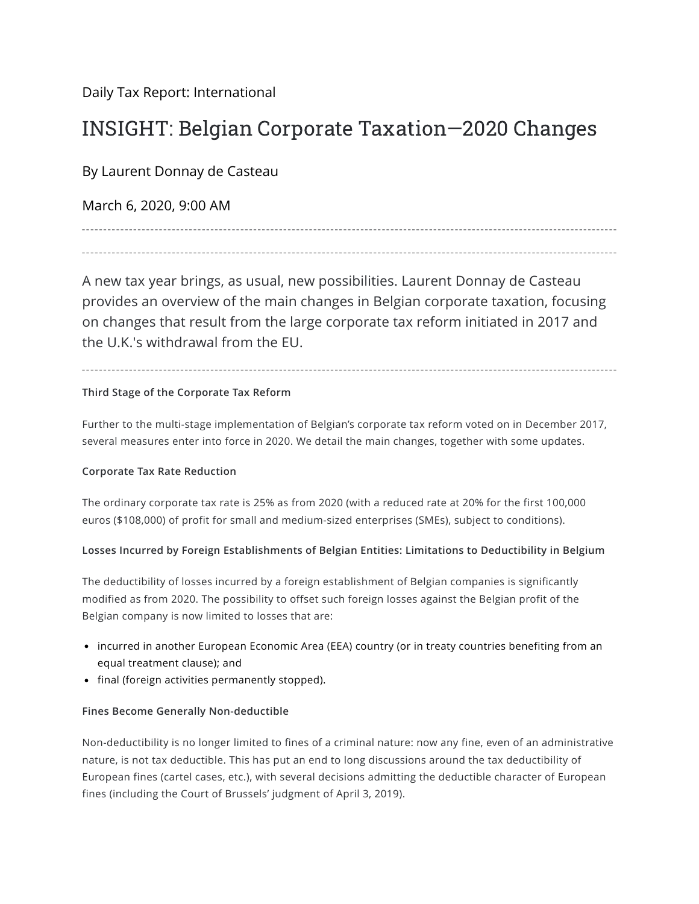Daily Tax Report: International

# INSIGHT: Belgian Corporate Taxation—2020 Changes

By Laurent Donnay de Casteau

March 6, 2020, 9:00 AM

---

A new tax year brings, as usual, new possibilities. Laurent Donnay de Casteau provides an overview of the main changes in Belgian corporate taxation, focusing on changes that result from the large corporate tax reform initiated in 2017 and the U.K.'s withdrawal from the EU.

---

**Third Stage of the Corporate Tax Reform**

Further to the multi-stage implementation of Belgian's corporate tax reform voted on in December 2017, several measures enter into force in 2020. We detail the main changes, together with some updates.

**Corporate Tax Rate Reduction**

The ordinary corporate tax rate is 25% as from 2020 (with a reduced rate at 20% for the first 100,000 euros ($108,000) of profit for small and medium-sized enterprises (SMEs), subject to conditions).

**Losses Incurred by Foreign Establishments of Belgian Entities: Limitations to Deductibility in Belgium**

The deductibility of losses incurred by a foreign establishment of Belgian companies is significantly modified as from 2020. The possibility to offset such foreign losses against the Belgian profit of the Belgian company is now limited to losses that are:

- incurred in another European Economic Area (EEA) country (or in treaty countries benefiting from an equal treatment clause); and
- final (foreign activities permanently stopped).

**Fines Become Generally Non-deductible**

Non-deductibility is no longer limited to fines of a criminal nature: now any fine, even of an administrative nature, is not tax deductible. This has put an end to long discussions around the tax deductibility of European fines (cartel cases, etc.), with several decisions admitting the deductible character of European fines (including the Court of Brussels' judgment of April 3, 2019).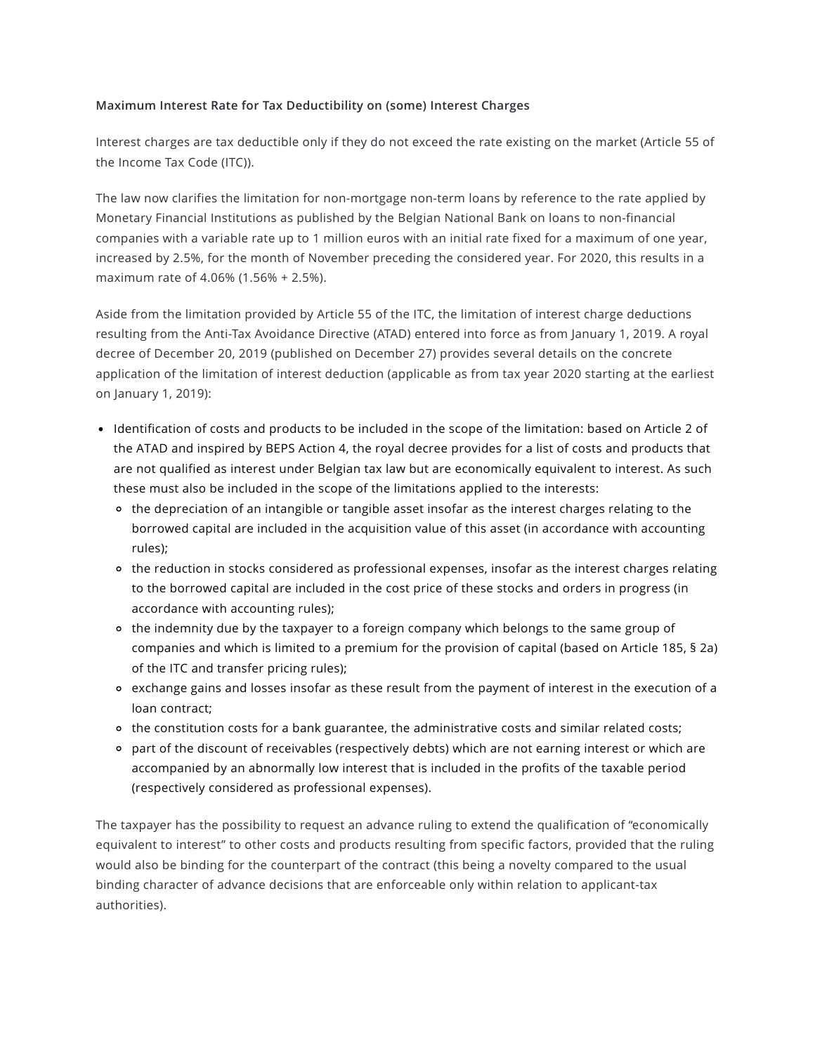**Maximum Interest Rate for Tax Deductibility on (some) Interest Charges**

Interest charges are tax deductible only if they do not exceed the rate existing on the market (Article 55 of the Income Tax Code (ITC)).

The law now clarifies the limitation for non-mortgage non-term loans by reference to the rate applied by Monetary Financial Institutions as published by the Belgian National Bank on loans to non-financial companies with a variable rate up to 1 million euros with an initial rate fixed for a maximum of one year, increased by 2.5%, for the month of November preceding the considered year. For 2020, this results in a maximum rate of 4.06% (1.56% + 2.5%).

Aside from the limitation provided by Article 55 of the ITC, the limitation of interest charge deductions resulting from the Anti-Tax Avoidance Directive (ATAD) entered into force as from January 1, 2019. A royal decree of December 20, 2019 (published on December 27) provides several details on the concrete application of the limitation of interest deduction (applicable as from tax year 2020 starting at the earliest on January 1, 2019):

- Identification of costs and products to be included in the scope of the limitation: based on Article 2 of the ATAD and inspired by BEPS Action 4, the royal decree provides for a list of costs and products that are not qualified as interest under Belgian tax law but are economically equivalent to interest. As such these must also be included in the scope of the limitations applied to the interests:
  - the depreciation of an intangible or tangible asset insofar as the interest charges relating to the borrowed capital are included in the acquisition value of this asset (in accordance with accounting rules);
  - the reduction in stocks considered as professional expenses, insofar as the interest charges relating to the borrowed capital are included in the cost price of these stocks and orders in progress (in accordance with accounting rules);
  - the indemnity due by the taxpayer to a foreign company which belongs to the same group of companies and which is limited to a premium for the provision of capital (based on Article 185, § 2a) of the ITC and transfer pricing rules);
  - exchange gains and losses insofar as these result from the payment of interest in the execution of a loan contract;
  - the constitution costs for a bank guarantee, the administrative costs and similar related costs;
  - part of the discount of receivables (respectively debts) which are not earning interest or which are accompanied by an abnormally low interest that is included in the profits of the taxable period (respectively considered as professional expenses).

The taxpayer has the possibility to request an advance ruling to extend the qualification of "economically equivalent to interest" to other costs and products resulting from specific factors, provided that the ruling would also be binding for the counterpart of the contract (this being a novelty compared to the usual binding character of advance decisions that are enforceable only within relation to applicant-tax authorities).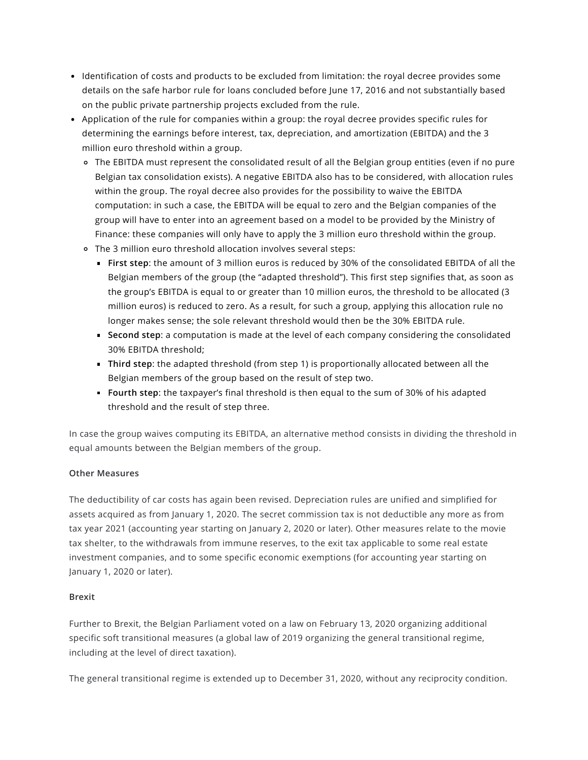- Identification of costs and products to be excluded from limitation: the royal decree provides some details on the safe harbor rule for loans concluded before June 17, 2016 and not substantially based on the public private partnership projects excluded from the rule.
- Application of the rule for companies within a group: the royal decree provides specific rules for determining the earnings before interest, tax, depreciation, and amortization (EBITDA) and the 3 million euro threshold within a group.
  - The EBITDA must represent the consolidated result of all the Belgian group entities (even if no pure Belgian tax consolidation exists). A negative EBITDA also has to be considered, with allocation rules within the group. The royal decree also provides for the possibility to waive the EBITDA computation: in such a case, the EBITDA will be equal to zero and the Belgian companies of the group will have to enter into an agreement based on a model to be provided by the Ministry of Finance: these companies will only have to apply the 3 million euro threshold within the group.
  - The 3 million euro threshold allocation involves several steps:
    - **First step**: the amount of 3 million euros is reduced by 30% of the consolidated EBITDA of all the Belgian members of the group (the "adapted threshold"). This first step signifies that, as soon as the group's EBITDA is equal to or greater than 10 million euros, the threshold to be allocated (3 million euros) is reduced to zero. As a result, for such a group, applying this allocation rule no longer makes sense; the sole relevant threshold would then be the 30% EBITDA rule.
    - **Second step**: a computation is made at the level of each company considering the consolidated 30% EBITDA threshold;
    - **Third step**: the adapted threshold (from step 1) is proportionally allocated between all the Belgian members of the group based on the result of step two.
    - **Fourth step**: the taxpayer's final threshold is then equal to the sum of 30% of his adapted threshold and the result of step three.

In case the group waives computing its EBITDA, an alternative method consists in dividing the threshold in equal amounts between the Belgian members of the group.

**Other Measures**

The deductibility of car costs has again been revised. Depreciation rules are unified and simplified for assets acquired as from January 1, 2020. The secret commission tax is not deductible any more as from tax year 2021 (accounting year starting on January 2, 2020 or later). Other measures relate to the movie tax shelter, to the withdrawals from immune reserves, to the exit tax applicable to some real estate investment companies, and to some specific economic exemptions (for accounting year starting on January 1, 2020 or later).

**Brexit**

Further to Brexit, the Belgian Parliament voted on a law on February 13, 2020 organizing additional specific soft transitional measures (a global law of 2019 organizing the general transitional regime, including at the level of direct taxation).

The general transitional regime is extended up to December 31, 2020, without any reciprocity condition.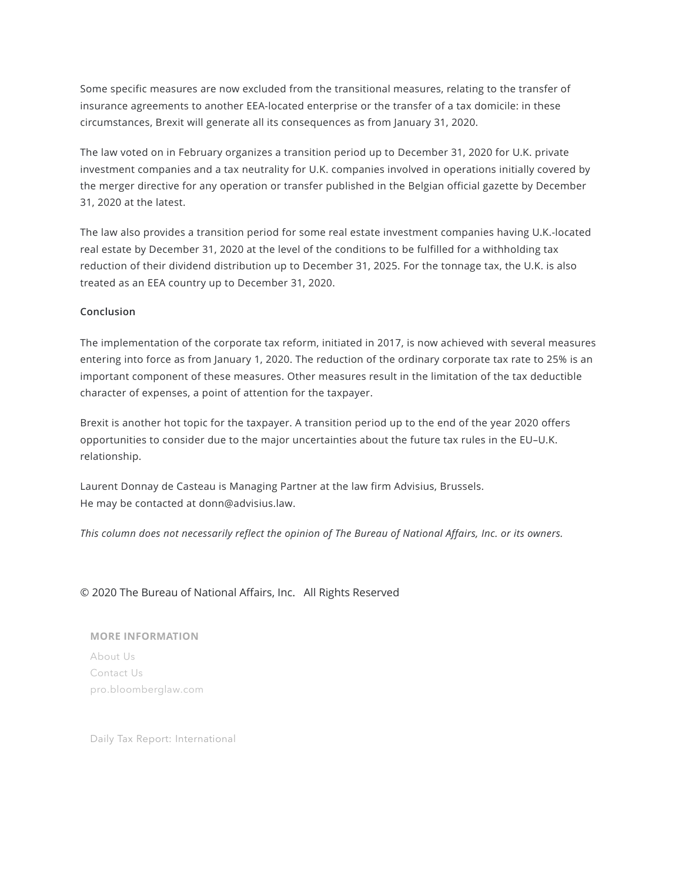Some specific measures are now excluded from the transitional measures, relating to the transfer of insurance agreements to another EEA-located enterprise or the transfer of a tax domicile: in these circumstances, Brexit will generate all its consequences as from January 31, 2020.

The law voted on in February organizes a transition period up to December 31, 2020 for U.K. private investment companies and a tax neutrality for U.K. companies involved in operations initially covered by the merger directive for any operation or transfer published in the Belgian official gazette by December 31, 2020 at the latest.

The law also provides a transition period for some real estate investment companies having U.K.-located real estate by December 31, 2020 at the level of the conditions to be fulfilled for a withholding tax reduction of their dividend distribution up to December 31, 2025. For the tonnage tax, the U.K. is also treated as an EEA country up to December 31, 2020.

**Conclusion**

The implementation of the corporate tax reform, initiated in 2017, is now achieved with several measures entering into force as from January 1, 2020. The reduction of the ordinary corporate tax rate to 25% is an important component of these measures. Other measures result in the limitation of the tax deductible character of expenses, a point of attention for the taxpayer.

Brexit is another hot topic for the taxpayer. A transition period up to the end of the year 2020 offers opportunities to consider due to the major uncertainties about the future tax rules in the EU–U.K. relationship.

Laurent Donnay de Casteau is Managing Partner at the law firm Advisius, Brussels.
He may be contacted at donn@advisius.law.

*This column does not necessarily reflect the opinion of The Bureau of National Affairs, Inc. or its owners.*

© 2020 The Bureau of National Affairs, Inc. All Rights Reserved

**MORE INFORMATION**

About Us
Contact Us
pro.bloomberglaw.com

Daily Tax Report: International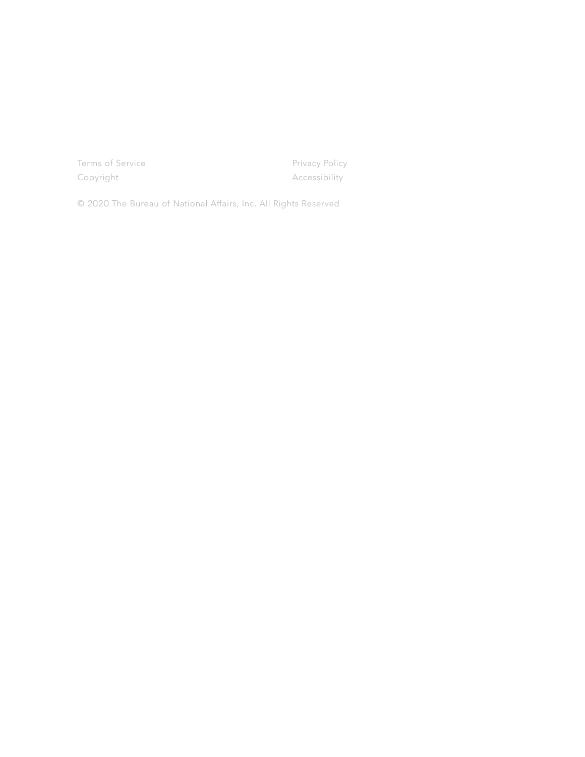Terms of Service

Privacy Policy

Copyright

Accessibility

© 2020 The Bureau of National Affairs, Inc. All Rights Reserved